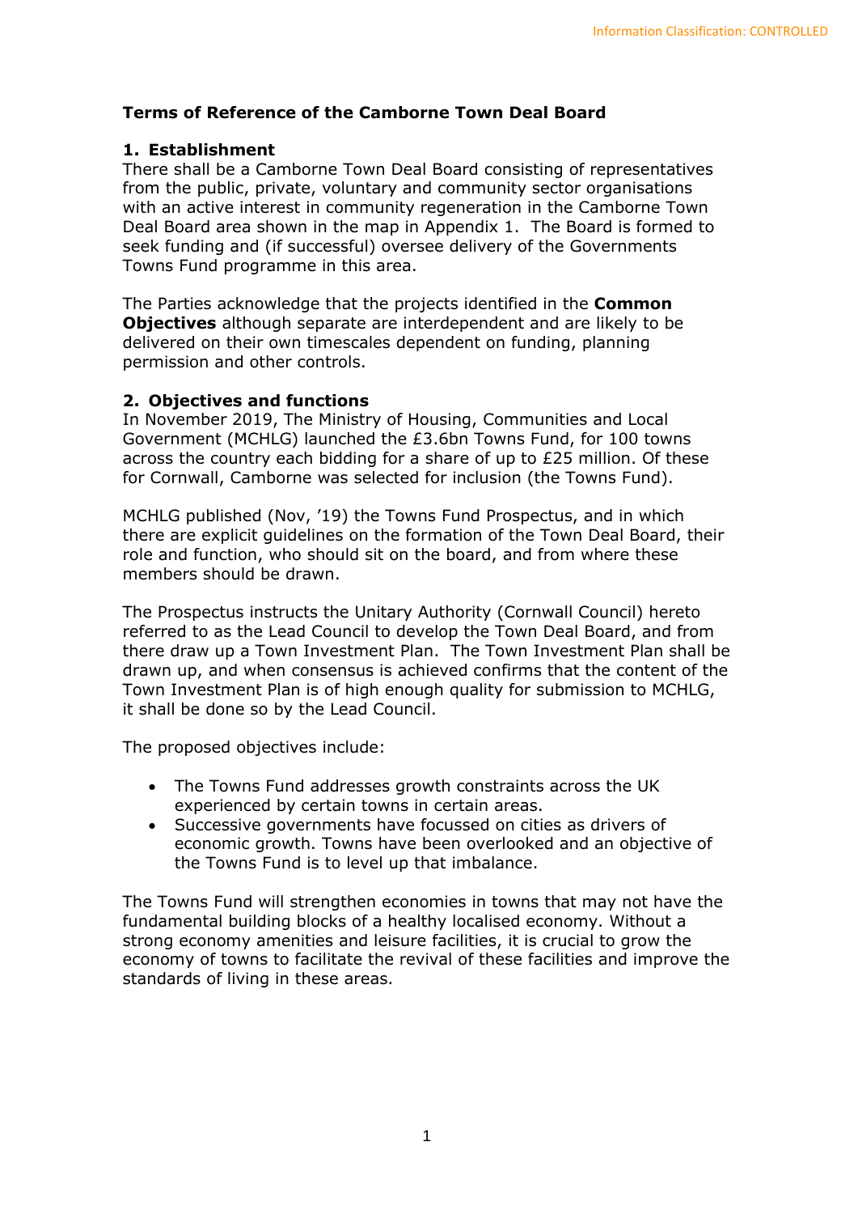**Terms of Reference of the Camborne Town Deal Board**

## 1. Establishment

There shall be a Camborne Town Deal Board consisting of representatives from the public, private, voluntary and community sector organisations with an active interest in community regeneration in the Camborne Town Deal Board area shown in the map in Appendix 1. The Board is formed to seek funding and (if successful) oversee delivery of the Governments Towns Fund programme in this area.

The Parties acknowledge that the projects identified in the **Common Objectives** although separate are interdependent and are likely to be delivered on their own timescales dependent on funding, planning permission and other controls.

## 2. Objectives and functions

In November 2019, The Ministry of Housing, Communities and Local Government (MCHLG) launched the £3.6bn Towns Fund, for 100 towns across the country each bidding for a share of up to £25 million. Of these for Cornwall, Camborne was selected for inclusion (the Towns Fund).

MCHLG published (Nov, '19) the Towns Fund Prospectus, and in which there are explicit guidelines on the formation of the Town Deal Board, their role and function, who should sit on the board, and from where these members should be drawn.

The Prospectus instructs the Unitary Authority (Cornwall Council) hereto referred to as the Lead Council to develop the Town Deal Board, and from there draw up a Town Investment Plan. The Town Investment Plan shall be drawn up, and when consensus is achieved confirms that the content of the Town Investment Plan is of high enough quality for submission to MCHLG, it shall be done so by the Lead Council.

The proposed objectives include:

- The Towns Fund addresses growth constraints across the UK experienced by certain towns in certain areas.
- Successive governments have focussed on cities as drivers of economic growth. Towns have been overlooked and an objective of the Towns Fund is to level up that imbalance.

The Towns Fund will strengthen economies in towns that may not have the fundamental building blocks of a healthy localised economy. Without a strong economy amenities and leisure facilities, it is crucial to grow the economy of towns to facilitate the revival of these facilities and improve the standards of living in these areas.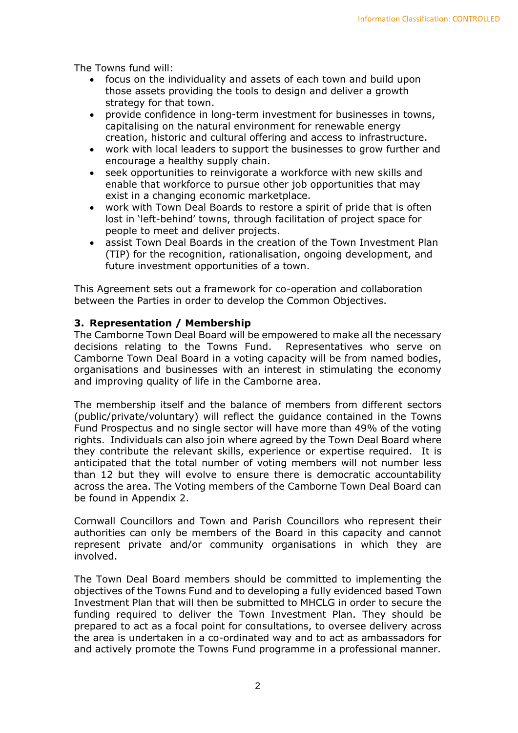The Towns fund will:

- focus on the individuality and assets of each town and build upon those assets providing the tools to design and deliver a growth strategy for that town.
- provide confidence in long-term investment for businesses in towns, capitalising on the natural environment for renewable energy creation, historic and cultural offering and access to infrastructure.
- work with local leaders to support the businesses to grow further and encourage a healthy supply chain.
- seek opportunities to reinvigorate a workforce with new skills and enable that workforce to pursue other job opportunities that may exist in a changing economic marketplace.
- work with Town Deal Boards to restore a spirit of pride that is often lost in 'left-behind' towns, through facilitation of project space for people to meet and deliver projects.
- assist Town Deal Boards in the creation of the Town Investment Plan (TIP) for the recognition, rationalisation, ongoing development, and future investment opportunities of a town.

This Agreement sets out a framework for co-operation and collaboration between the Parties in order to develop the Common Objectives.

### 3. Representation / Membership

The Camborne Town Deal Board will be empowered to make all the necessary decisions relating to the Towns Fund. Representatives who serve on Camborne Town Deal Board in a voting capacity will be from named bodies, organisations and businesses with an interest in stimulating the economy and improving quality of life in the Camborne area.

The membership itself and the balance of members from different sectors (public/private/voluntary) will reflect the guidance contained in the Towns Fund Prospectus and no single sector will have more than 49% of the voting rights. Individuals can also join where agreed by the Town Deal Board where they contribute the relevant skills, experience or expertise required. It is anticipated that the total number of voting members will not number less than 12 but they will evolve to ensure there is democratic accountability across the area. The Voting members of the Camborne Town Deal Board can be found in Appendix 2.

Cornwall Councillors and Town and Parish Councillors who represent their authorities can only be members of the Board in this capacity and cannot represent private and/or community organisations in which they are involved.

The Town Deal Board members should be committed to implementing the objectives of the Towns Fund and to developing a fully evidenced based Town Investment Plan that will then be submitted to MHCLG in order to secure the funding required to deliver the Town Investment Plan. They should be prepared to act as a focal point for consultations, to oversee delivery across the area is undertaken in a co-ordinated way and to act as ambassadors for and actively promote the Towns Fund programme in a professional manner.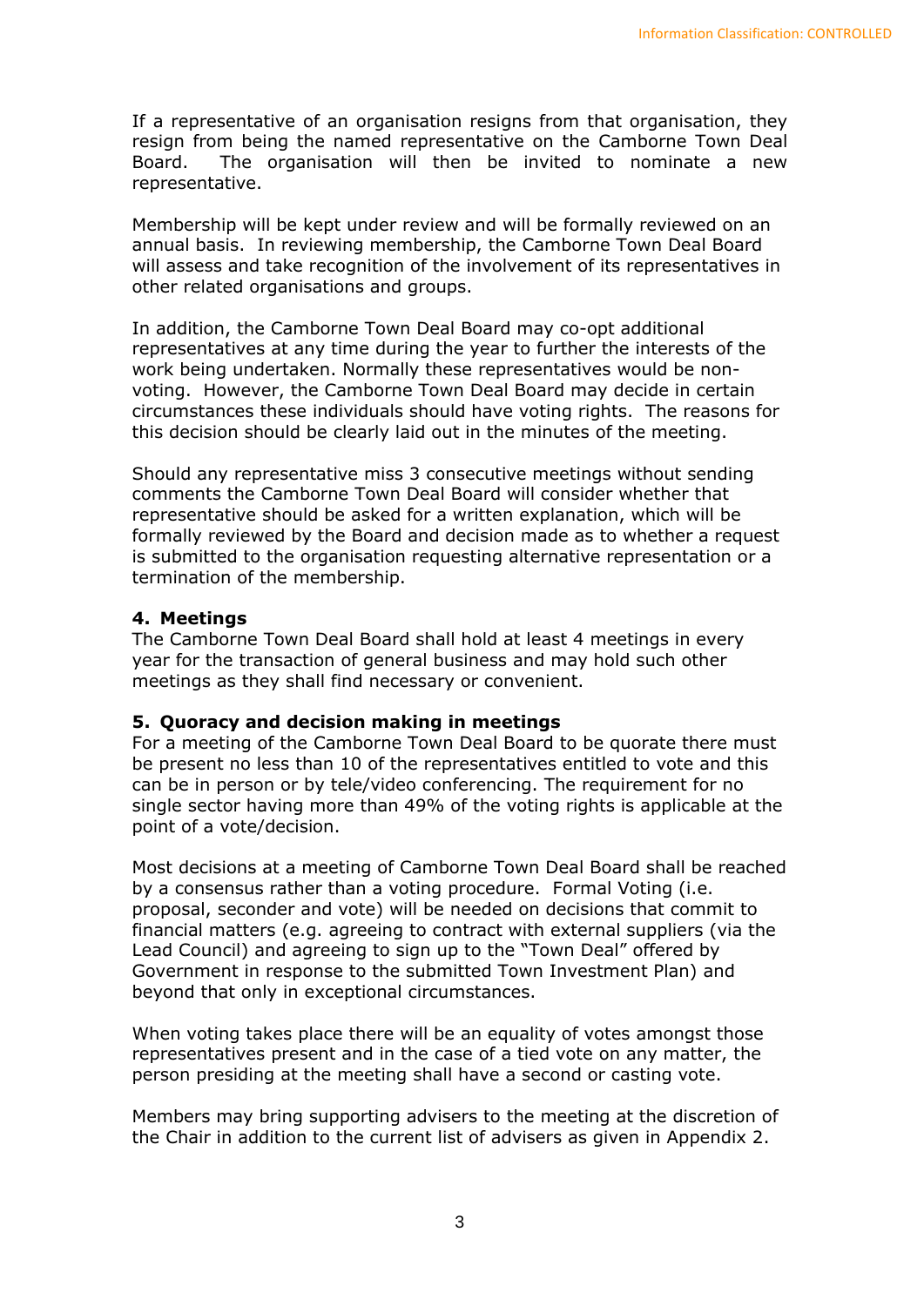If a representative of an organisation resigns from that organisation, they resign from being the named representative on the Camborne Town Deal Board. The organisation will then be invited to nominate a new representative.

Membership will be kept under review and will be formally reviewed on an annual basis. In reviewing membership, the Camborne Town Deal Board will assess and take recognition of the involvement of its representatives in other related organisations and groups.

In addition, the Camborne Town Deal Board may co-opt additional representatives at any time during the year to further the interests of the work being undertaken. Normally these representatives would be non-voting. However, the Camborne Town Deal Board may decide in certain circumstances these individuals should have voting rights. The reasons for this decision should be clearly laid out in the minutes of the meeting.

Should any representative miss 3 consecutive meetings without sending comments the Camborne Town Deal Board will consider whether that representative should be asked for a written explanation, which will be formally reviewed by the Board and decision made as to whether a request is submitted to the organisation requesting alternative representation or a termination of the membership.

**4. Meetings**

The Camborne Town Deal Board shall hold at least 4 meetings in every year for the transaction of general business and may hold such other meetings as they shall find necessary or convenient.

**5. Quoracy and decision making in meetings**

For a meeting of the Camborne Town Deal Board to be quorate there must be present no less than 10 of the representatives entitled to vote and this can be in person or by tele/video conferencing. The requirement for no single sector having more than 49% of the voting rights is applicable at the point of a vote/decision.

Most decisions at a meeting of Camborne Town Deal Board shall be reached by a consensus rather than a voting procedure. Formal Voting (i.e. proposal, seconder and vote) will be needed on decisions that commit to financial matters (e.g. agreeing to contract with external suppliers (via the Lead Council) and agreeing to sign up to the "Town Deal" offered by Government in response to the submitted Town Investment Plan) and beyond that only in exceptional circumstances.

When voting takes place there will be an equality of votes amongst those representatives present and in the case of a tied vote on any matter, the person presiding at the meeting shall have a second or casting vote.

Members may bring supporting advisers to the meeting at the discretion of the Chair in addition to the current list of advisers as given in Appendix 2.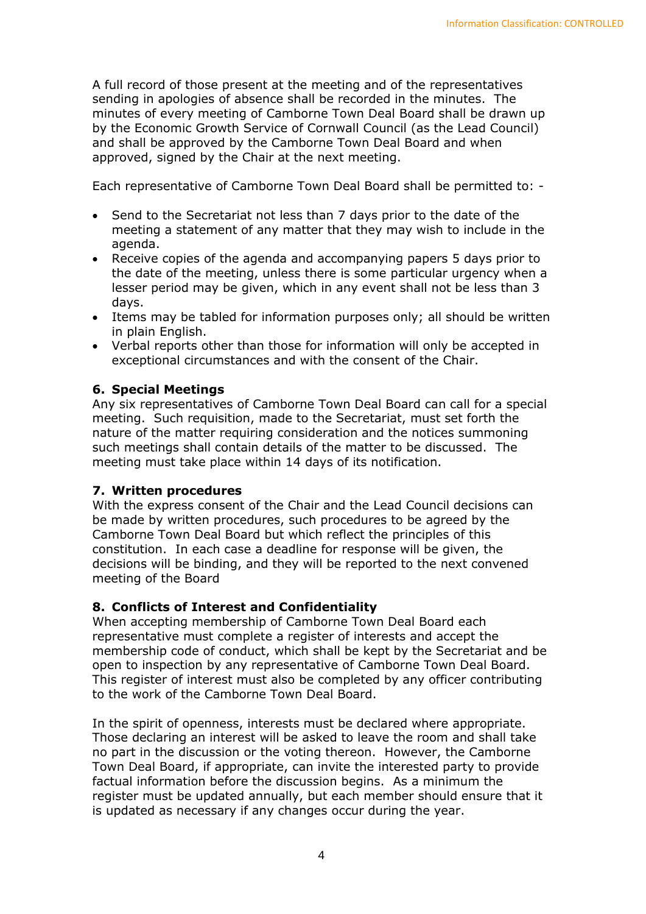A full record of those present at the meeting and of the representatives sending in apologies of absence shall be recorded in the minutes. The minutes of every meeting of Camborne Town Deal Board shall be drawn up by the Economic Growth Service of Cornwall Council (as the Lead Council) and shall be approved by the Camborne Town Deal Board and when approved, signed by the Chair at the next meeting.

Each representative of Camborne Town Deal Board shall be permitted to: -

- Send to the Secretariat not less than 7 days prior to the date of the meeting a statement of any matter that they may wish to include in the agenda.
- Receive copies of the agenda and accompanying papers 5 days prior to the date of the meeting, unless there is some particular urgency when a lesser period may be given, which in any event shall not be less than 3 days.
- Items may be tabled for information purposes only; all should be written in plain English.
- Verbal reports other than those for information will only be accepted in exceptional circumstances and with the consent of the Chair.

### 6. Special Meetings

Any six representatives of Camborne Town Deal Board can call for a special meeting. Such requisition, made to the Secretariat, must set forth the nature of the matter requiring consideration and the notices summoning such meetings shall contain details of the matter to be discussed. The meeting must take place within 14 days of its notification.

### 7. Written procedures

With the express consent of the Chair and the Lead Council decisions can be made by written procedures, such procedures to be agreed by the Camborne Town Deal Board but which reflect the principles of this constitution. In each case a deadline for response will be given, the decisions will be binding, and they will be reported to the next convened meeting of the Board

### 8. Conflicts of Interest and Confidentiality

When accepting membership of Camborne Town Deal Board each representative must complete a register of interests and accept the membership code of conduct, which shall be kept by the Secretariat and be open to inspection by any representative of Camborne Town Deal Board. This register of interest must also be completed by any officer contributing to the work of the Camborne Town Deal Board.

In the spirit of openness, interests must be declared where appropriate. Those declaring an interest will be asked to leave the room and shall take no part in the discussion or the voting thereon. However, the Camborne Town Deal Board, if appropriate, can invite the interested party to provide factual information before the discussion begins. As a minimum the register must be updated annually, but each member should ensure that it is updated as necessary if any changes occur during the year.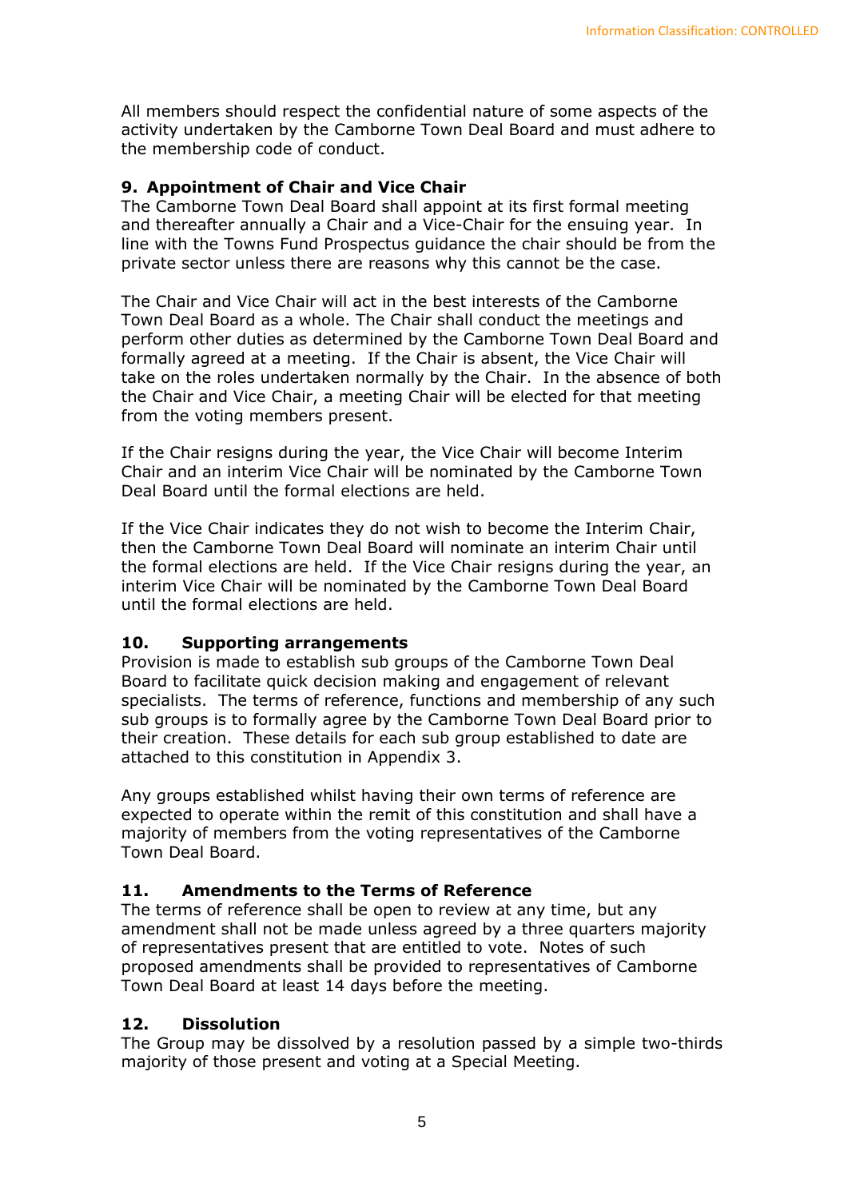All members should respect the confidential nature of some aspects of the activity undertaken by the Camborne Town Deal Board and must adhere to the membership code of conduct.

## 9. Appointment of Chair and Vice Chair

The Camborne Town Deal Board shall appoint at its first formal meeting and thereafter annually a Chair and a Vice-Chair for the ensuing year. In line with the Towns Fund Prospectus guidance the chair should be from the private sector unless there are reasons why this cannot be the case.

The Chair and Vice Chair will act in the best interests of the Camborne Town Deal Board as a whole. The Chair shall conduct the meetings and perform other duties as determined by the Camborne Town Deal Board and formally agreed at a meeting. If the Chair is absent, the Vice Chair will take on the roles undertaken normally by the Chair. In the absence of both the Chair and Vice Chair, a meeting Chair will be elected for that meeting from the voting members present.

If the Chair resigns during the year, the Vice Chair will become Interim Chair and an interim Vice Chair will be nominated by the Camborne Town Deal Board until the formal elections are held.

If the Vice Chair indicates they do not wish to become the Interim Chair, then the Camborne Town Deal Board will nominate an interim Chair until the formal elections are held. If the Vice Chair resigns during the year, an interim Vice Chair will be nominated by the Camborne Town Deal Board until the formal elections are held.

## 10. Supporting arrangements

Provision is made to establish sub groups of the Camborne Town Deal Board to facilitate quick decision making and engagement of relevant specialists. The terms of reference, functions and membership of any such sub groups is to formally agree by the Camborne Town Deal Board prior to their creation. These details for each sub group established to date are attached to this constitution in Appendix 3.

Any groups established whilst having their own terms of reference are expected to operate within the remit of this constitution and shall have a majority of members from the voting representatives of the Camborne Town Deal Board.

## 11. Amendments to the Terms of Reference

The terms of reference shall be open to review at any time, but any amendment shall not be made unless agreed by a three quarters majority of representatives present that are entitled to vote. Notes of such proposed amendments shall be provided to representatives of Camborne Town Deal Board at least 14 days before the meeting.

## 12. Dissolution

The Group may be dissolved by a resolution passed by a simple two-thirds majority of those present and voting at a Special Meeting.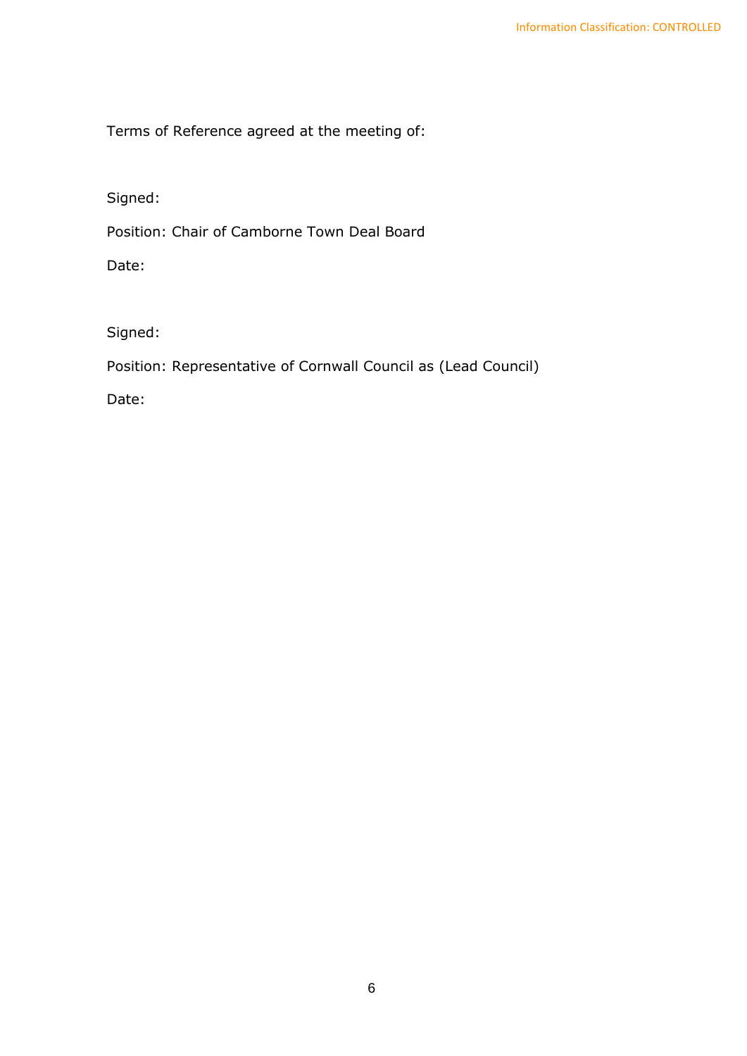Terms of Reference agreed at the meeting of:

Signed:

Position: Chair of Camborne Town Deal Board

Date:

Signed:

Position: Representative of Cornwall Council as (Lead Council)

Date: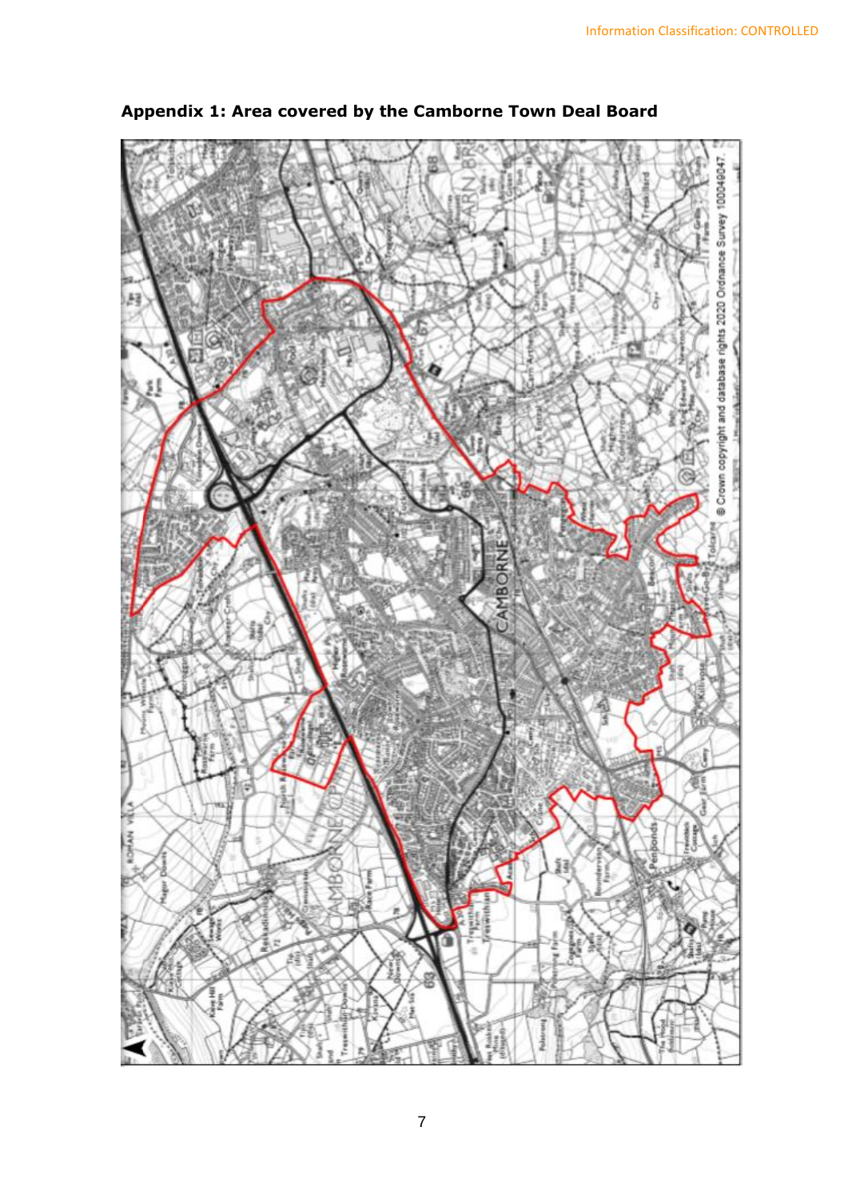## Appendix 1: Area covered by the Camborne Town Deal Board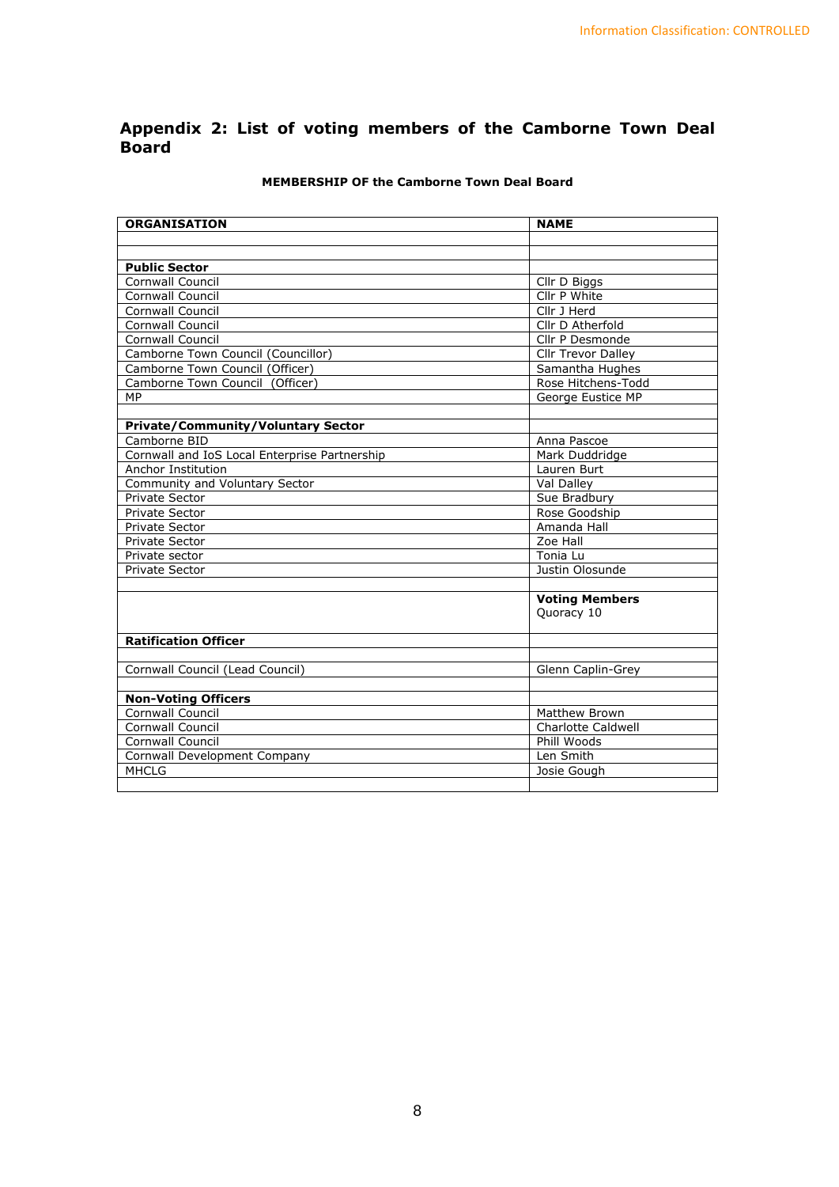## Appendix 2: List of voting members of the Camborne Town Deal Board

**MEMBERSHIP OF the Camborne Town Deal Board**

| ORGANISATION | NAME |
|---|---|
| | |
| | |
| **Public Sector** | |
| Cornwall Council | Cllr D Biggs |
| Cornwall Council | Cllr P White |
| Cornwall Council | Cllr J Herd |
| Cornwall Council | Cllr D Atherfold |
| Cornwall Council | Cllr P Desmonde |
| Camborne Town Council (Councillor) | Cllr Trevor Dalley |
| Camborne Town Council (Officer) | Samantha Hughes |
| Camborne Town Council (Officer) | Rose Hitchens-Todd |
| MP | George Eustice MP |
| | |
| **Private/Community/Voluntary Sector** | |
| Camborne BID | Anna Pascoe |
| Cornwall and IoS Local Enterprise Partnership | Mark Duddridge |
| Anchor Institution | Lauren Burt |
| Community and Voluntary Sector | Val Dalley |
| Private Sector | Sue Bradbury |
| Private Sector | Rose Goodship |
| Private Sector | Amanda Hall |
| Private Sector | Zoe Hall |
| Private sector | Tonia Lu |
| Private Sector | Justin Olosunde |
| | |
| | **Voting Members** Quoracy 10 |
| **Ratification Officer** | |
| | |
| Cornwall Council (Lead Council) | Glenn Caplin-Grey |
| | |
| **Non-Voting Officers** | |
| Cornwall Council | Matthew Brown |
| Cornwall Council | Charlotte Caldwell |
| Cornwall Council | Phill Woods |
| Cornwall Development Company | Len Smith |
| MHCLG | Josie Gough |
| | |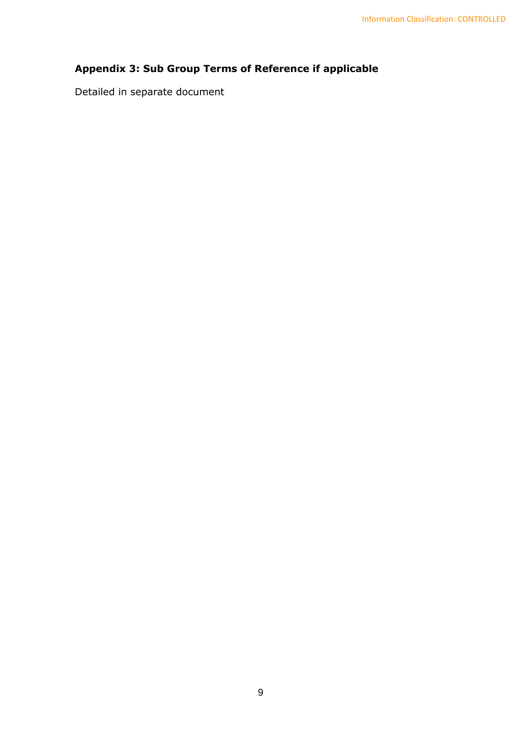**Appendix 3: Sub Group Terms of Reference if applicable**

Detailed in separate document